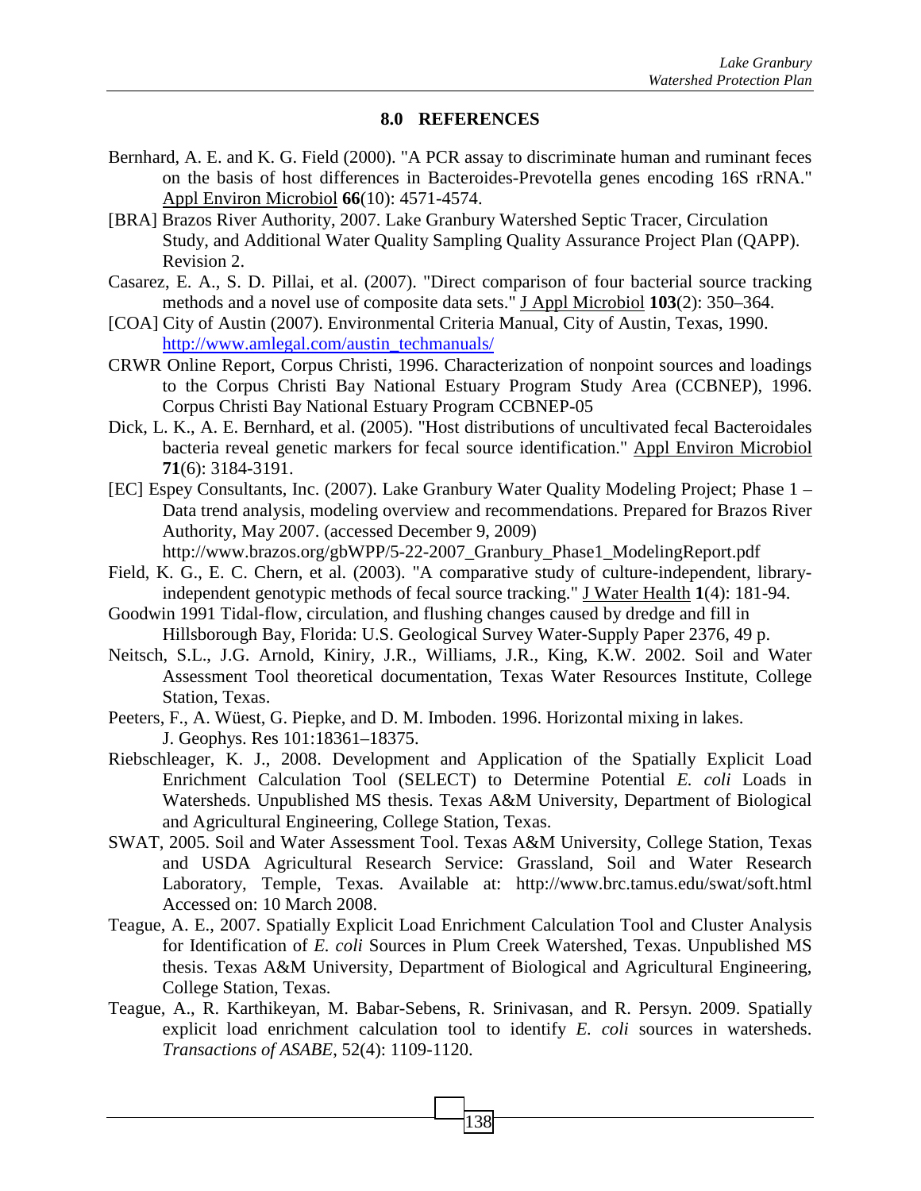# 8.0 REFERENCES

Bernhard, A. E. and K. G. Field (2000). "A PCR assay to discriminate human and ruminant feces on the basis of host differences in Bacteroides-Prevotella genes encoding 16S rRNA." Appl Environ Microbiol **66**(10): 4571-4574.

[BRA] Brazos River Authority, 2007. Lake Granbury Watershed Septic Tracer, Circulation Study, and Additional Water Quality Sampling Quality Assurance Project Plan (QAPP). Revision 2.

Casarez, E. A., S. D. Pillai, et al. (2007). "Direct comparison of four bacterial source tracking methods and a novel use of composite data sets." J Appl Microbiol **103**(2): 350–364.

[COA] City of Austin (2007). Environmental Criteria Manual, City of Austin, Texas, 1990. http://www.amlegal.com/austin_techmanuals/

CRWR Online Report, Corpus Christi, 1996. Characterization of nonpoint sources and loadings to the Corpus Christi Bay National Estuary Program Study Area (CCBNEP), 1996. Corpus Christi Bay National Estuary Program CCBNEP-05

Dick, L. K., A. E. Bernhard, et al. (2005). "Host distributions of uncultivated fecal Bacteroidales bacteria reveal genetic markers for fecal source identification." Appl Environ Microbiol **71**(6): 3184-3191.

[EC] Espey Consultants, Inc. (2007). Lake Granbury Water Quality Modeling Project; Phase 1 – Data trend analysis, modeling overview and recommendations. Prepared for Brazos River Authority, May 2007. (accessed December 9, 2009) http://www.brazos.org/gbWPP/5-22-2007_Granbury_Phase1_ModelingReport.pdf

Field, K. G., E. C. Chern, et al. (2003). "A comparative study of culture-independent, library-independent genotypic methods of fecal source tracking." J Water Health **1**(4): 181-94.

Goodwin 1991 Tidal-flow, circulation, and flushing changes caused by dredge and fill in Hillsborough Bay, Florida: U.S. Geological Survey Water-Supply Paper 2376, 49 p.

Neitsch, S.L., J.G. Arnold, Kiniry, J.R., Williams, J.R., King, K.W. 2002. Soil and Water Assessment Tool theoretical documentation, Texas Water Resources Institute, College Station, Texas.

Peeters, F., A. Wüest, G. Piepke, and D. M. Imboden. 1996. Horizontal mixing in lakes. J. Geophys. Res 101:18361–18375.

Riebschleager, K. J., 2008. Development and Application of the Spatially Explicit Load Enrichment Calculation Tool (SELECT) to Determine Potential *E. coli* Loads in Watersheds. Unpublished MS thesis. Texas A&M University, Department of Biological and Agricultural Engineering, College Station, Texas.

SWAT, 2005. Soil and Water Assessment Tool. Texas A&M University, College Station, Texas and USDA Agricultural Research Service: Grassland, Soil and Water Research Laboratory, Temple, Texas. Available at: http://www.brc.tamus.edu/swat/soft.html Accessed on: 10 March 2008.

Teague, A. E., 2007. Spatially Explicit Load Enrichment Calculation Tool and Cluster Analysis for Identification of *E. coli* Sources in Plum Creek Watershed, Texas. Unpublished MS thesis. Texas A&M University, Department of Biological and Agricultural Engineering, College Station, Texas.

Teague, A., R. Karthikeyan, M. Babar-Sebens, R. Srinivasan, and R. Persyn. 2009. Spatially explicit load enrichment calculation tool to identify *E. coli* sources in watersheds. *Transactions of ASABE*, 52(4): 1109-1120.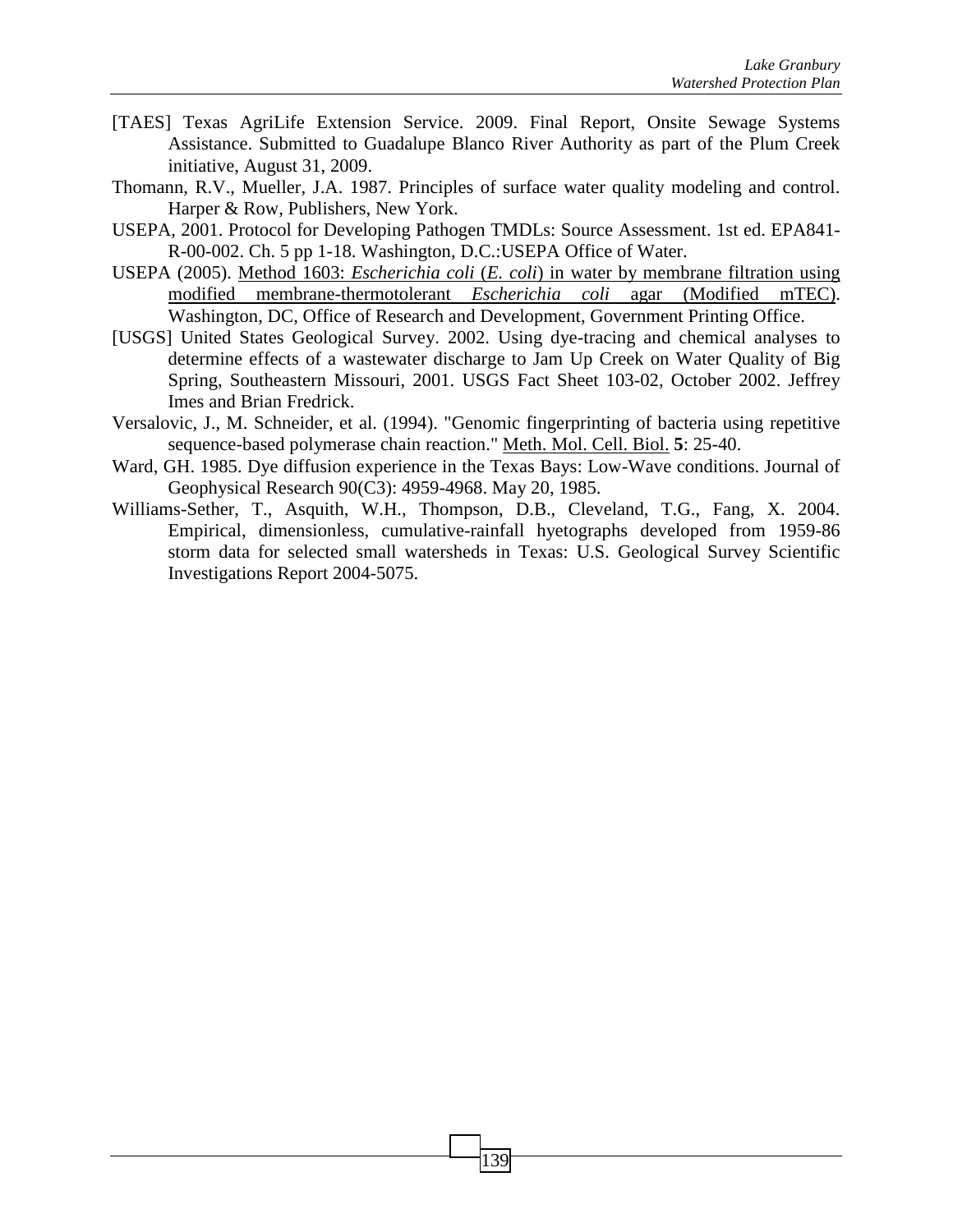[TAES] Texas AgriLife Extension Service. 2009. Final Report, Onsite Sewage Systems Assistance. Submitted to Guadalupe Blanco River Authority as part of the Plum Creek initiative, August 31, 2009.

Thomann, R.V., Mueller, J.A. 1987. Principles of surface water quality modeling and control. Harper & Row, Publishers, New York.

USEPA, 2001. Protocol for Developing Pathogen TMDLs: Source Assessment. 1st ed. EPA841-R-00-002. Ch. 5 pp 1-18. Washington, D.C.:USEPA Office of Water.

USEPA (2005). Method 1603: *Escherichia coli* (*E. coli*) in water by membrane filtration using modified membrane-thermotolerant *Escherichia coli* agar (Modified mTEC). Washington, DC, Office of Research and Development, Government Printing Office.

[USGS] United States Geological Survey. 2002. Using dye-tracing and chemical analyses to determine effects of a wastewater discharge to Jam Up Creek on Water Quality of Big Spring, Southeastern Missouri, 2001. USGS Fact Sheet 103-02, October 2002. Jeffrey Imes and Brian Fredrick.

Versalovic, J., M. Schneider, et al. (1994). "Genomic fingerprinting of bacteria using repetitive sequence-based polymerase chain reaction." Meth. Mol. Cell. Biol. **5**: 25-40.

Ward, GH. 1985. Dye diffusion experience in the Texas Bays: Low-Wave conditions. Journal of Geophysical Research 90(C3): 4959-4968. May 20, 1985.

Williams-Sether, T., Asquith, W.H., Thompson, D.B., Cleveland, T.G., Fang, X. 2004. Empirical, dimensionless, cumulative-rainfall hyetographs developed from 1959-86 storm data for selected small watersheds in Texas: U.S. Geological Survey Scientific Investigations Report 2004-5075.